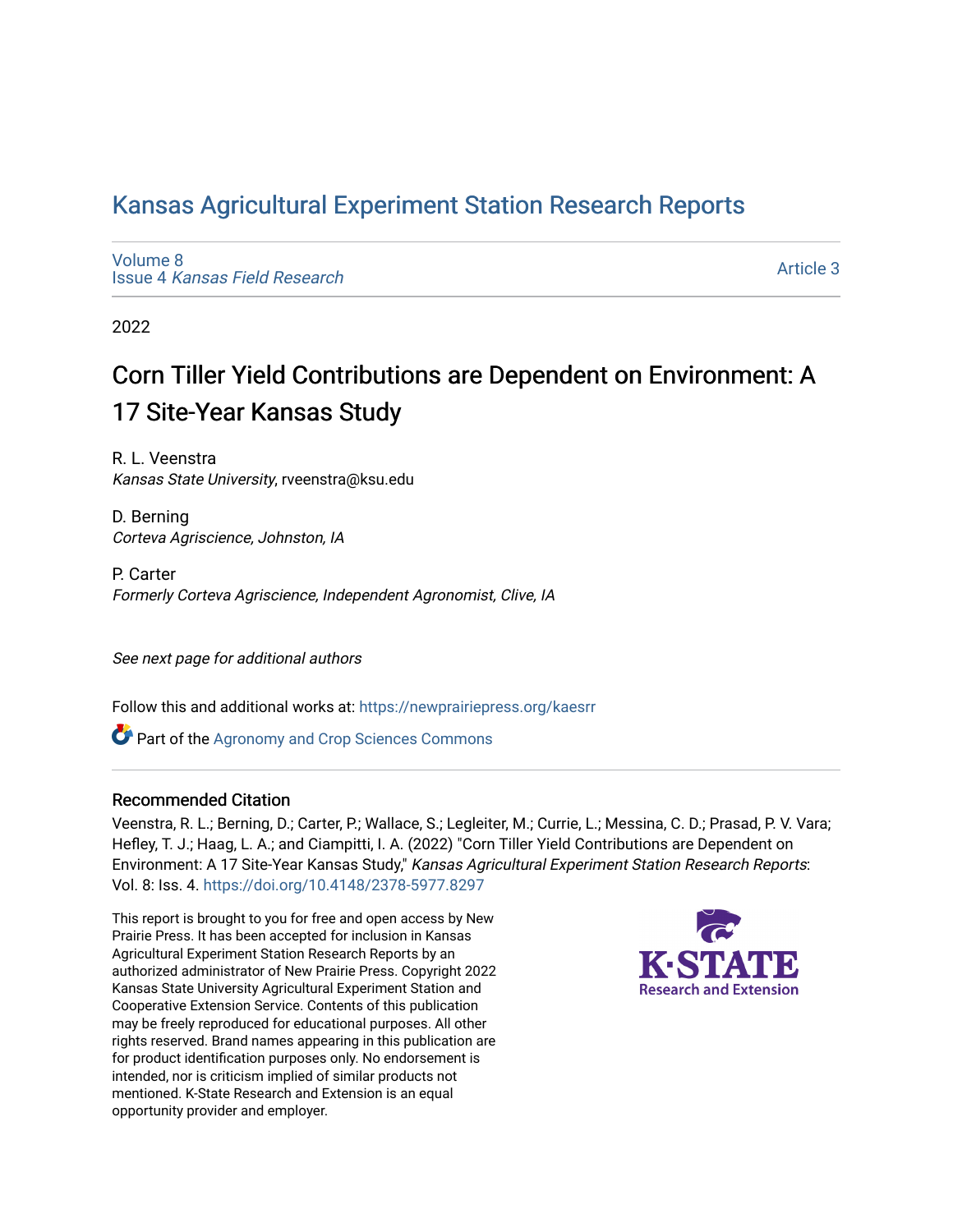# Kansas Agricultural Experiment Station Research Reports

Volume 8
Issue 4 *Kansas Field Research*

Article 3

2022

## Corn Tiller Yield Contributions are Dependent on Environment: A 17 Site-Year Kansas Study

R. L. Veenstra
*Kansas State University*, rveenstra@ksu.edu

D. Berning
*Corteva Agriscience, Johnston, IA*

P. Carter
*Formerly Corteva Agriscience, Independent Agronomist, Clive, IA*

*See next page for additional authors*

Follow this and additional works at: https://newprairiepress.org/kaesrr

Part of the Agronomy and Crop Sciences Commons

### Recommended Citation

Veenstra, R. L.; Berning, D.; Carter, P.; Wallace, S.; Legleiter, M.; Currie, L.; Messina, C. D.; Prasad, P. V. Vara; Hefley, T. J.; Haag, L. A.; and Ciampitti, I. A. (2022) "Corn Tiller Yield Contributions are Dependent on Environment: A 17 Site-Year Kansas Study," *Kansas Agricultural Experiment Station Research Reports*: Vol. 8: Iss. 4. https://doi.org/10.4148/2378-5977.8297

This report is brought to you for free and open access by New Prairie Press. It has been accepted for inclusion in Kansas Agricultural Experiment Station Research Reports by an authorized administrator of New Prairie Press. Copyright 2022 Kansas State University Agricultural Experiment Station and Cooperative Extension Service. Contents of this publication may be freely reproduced for educational purposes. All other rights reserved. Brand names appearing in this publication are for product identification purposes only. No endorsement is intended, nor is criticism implied of similar products not mentioned. K-State Research and Extension is an equal opportunity provider and employer.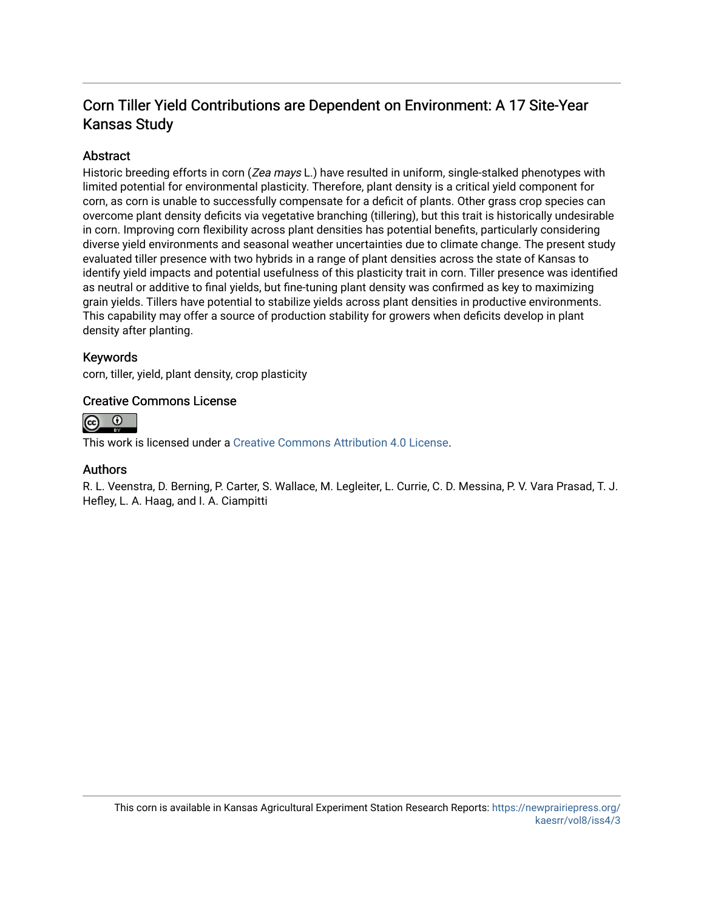# Corn Tiller Yield Contributions are Dependent on Environment: A 17 Site-Year Kansas Study

## Abstract

Historic breeding efforts in corn (*Zea mays* L.) have resulted in uniform, single-stalked phenotypes with limited potential for environmental plasticity. Therefore, plant density is a critical yield component for corn, as corn is unable to successfully compensate for a deficit of plants. Other grass crop species can overcome plant density deficits via vegetative branching (tillering), but this trait is historically undesirable in corn. Improving corn flexibility across plant densities has potential benefits, particularly considering diverse yield environments and seasonal weather uncertainties due to climate change. The present study evaluated tiller presence with two hybrids in a range of plant densities across the state of Kansas to identify yield impacts and potential usefulness of this plasticity trait in corn. Tiller presence was identified as neutral or additive to final yields, but fine-tuning plant density was confirmed as key to maximizing grain yields. Tillers have potential to stabilize yields across plant densities in productive environments. This capability may offer a source of production stability for growers when deficits develop in plant density after planting.

## Keywords

corn, tiller, yield, plant density, crop plasticity

## Creative Commons License

This work is licensed under a Creative Commons Attribution 4.0 License.

## Authors

R. L. Veenstra, D. Berning, P. Carter, S. Wallace, M. Legleiter, L. Currie, C. D. Messina, P. V. Vara Prasad, T. J. Hefley, L. A. Haag, and I. A. Ciampitti

This corn is available in Kansas Agricultural Experiment Station Research Reports: https://newprairiepress.org/kaesrr/vol8/iss4/3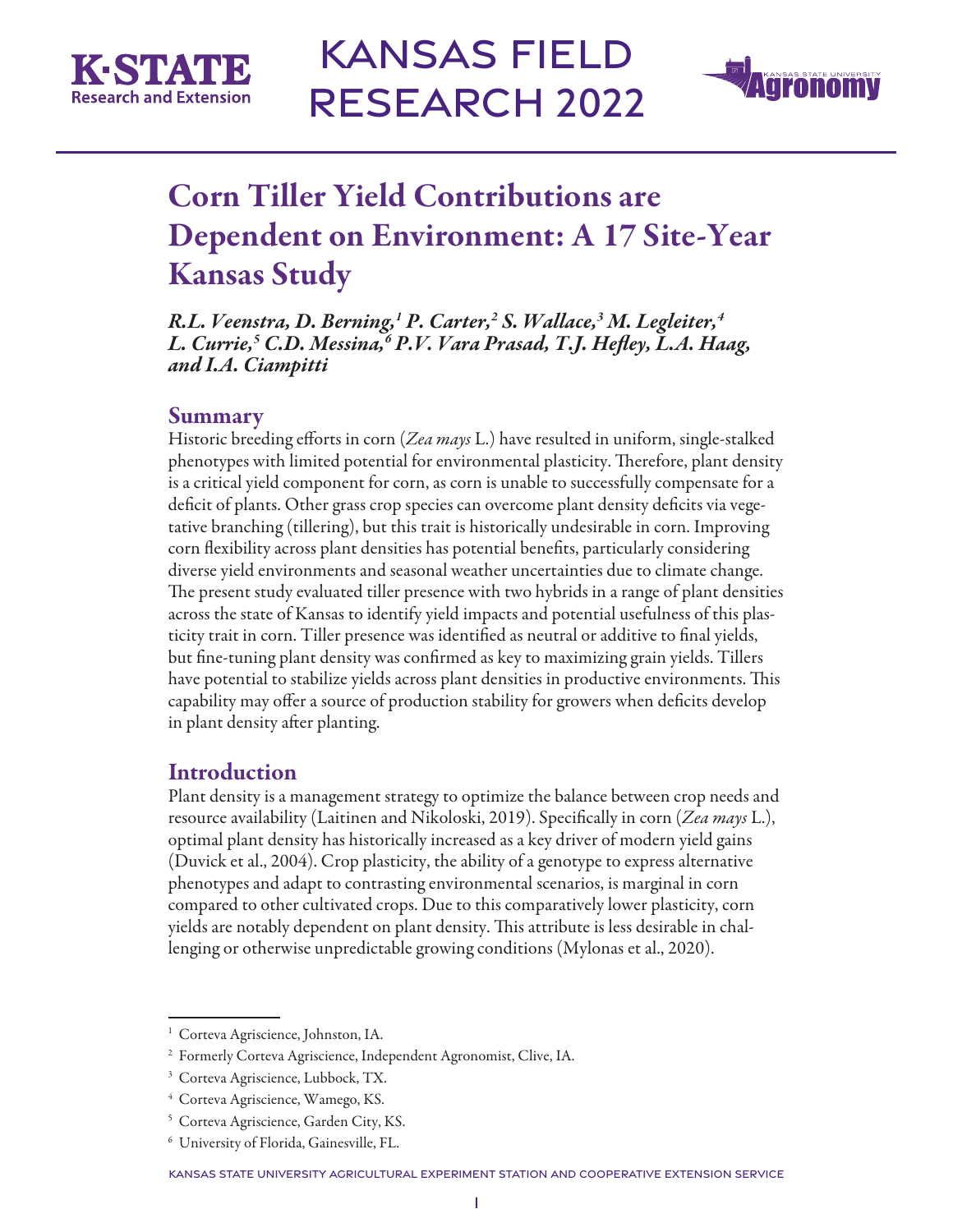# Corn Tiller Yield Contributions are Dependent on Environment: A 17 Site-Year Kansas Study

*R.L. Veenstra, D. Berning,[1] P. Carter,[2] S. Wallace,[3] M. Legleiter,[4] L. Currie,[5] C.D. Messina,[6] P.V. Vara Prasad, T.J. Hefley, L.A. Haag, and I.A. Ciampitti*

## Summary

Historic breeding efforts in corn (*Zea mays* L.) have resulted in uniform, single-stalked phenotypes with limited potential for environmental plasticity. Therefore, plant density is a critical yield component for corn, as corn is unable to successfully compensate for a deficit of plants. Other grass crop species can overcome plant density deficits via vegetative branching (tillering), but this trait is historically undesirable in corn. Improving corn flexibility across plant densities has potential benefits, particularly considering diverse yield environments and seasonal weather uncertainties due to climate change. The present study evaluated tiller presence with two hybrids in a range of plant densities across the state of Kansas to identify yield impacts and potential usefulness of this plasticity trait in corn. Tiller presence was identified as neutral or additive to final yields, but fine-tuning plant density was confirmed as key to maximizing grain yields. Tillers have potential to stabilize yields across plant densities in productive environments. This capability may offer a source of production stability for growers when deficits develop in plant density after planting.

## Introduction

Plant density is a management strategy to optimize the balance between crop needs and resource availability (Laitinen and Nikoloski, 2019). Specifically in corn (*Zea mays* L.), optimal plant density has historically increased as a key driver of modern yield gains (Duvick et al., 2004). Crop plasticity, the ability of a genotype to express alternative phenotypes and adapt to contrasting environmental scenarios, is marginal in corn compared to other cultivated crops. Due to this comparatively lower plasticity, corn yields are notably dependent on plant density. This attribute is less desirable in challenging or otherwise unpredictable growing conditions (Mylonas et al., 2020).

---

[1] Corteva Agriscience, Johnston, IA.

[2] Formerly Corteva Agriscience, Independent Agronomist, Clive, IA.

[3] Corteva Agriscience, Lubbock, TX.

[4] Corteva Agriscience, Wamego, KS.

[5] Corteva Agriscience, Garden City, KS.

[6] University of Florida, Gainesville, FL.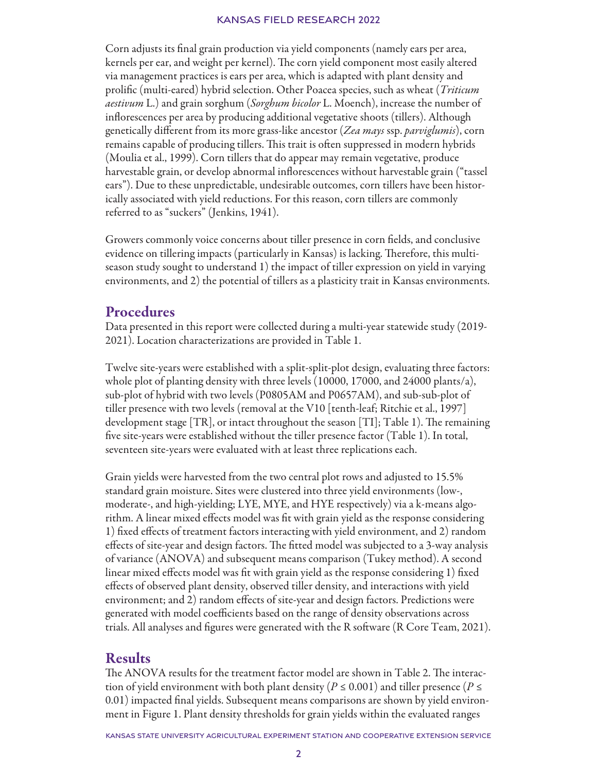Corn adjusts its final grain production via yield components (namely ears per area, kernels per ear, and weight per kernel). The corn yield component most easily altered via management practices is ears per area, which is adapted with plant density and prolific (multi-eared) hybrid selection. Other Poacea species, such as wheat (*Triticum aestivum* L.) and grain sorghum (*Sorghum bicolor* L. Moench), increase the number of inflorescences per area by producing additional vegetative shoots (tillers). Although genetically different from its more grass-like ancestor (*Zea mays* ssp. *parviglumis*), corn remains capable of producing tillers. This trait is often suppressed in modern hybrids (Moulia et al., 1999). Corn tillers that do appear may remain vegetative, produce harvestable grain, or develop abnormal inflorescences without harvestable grain ("tassel ears"). Due to these unpredictable, undesirable outcomes, corn tillers have been historically associated with yield reductions. For this reason, corn tillers are commonly referred to as "suckers" (Jenkins, 1941).

Growers commonly voice concerns about tiller presence in corn fields, and conclusive evidence on tillering impacts (particularly in Kansas) is lacking. Therefore, this multi-season study sought to understand 1) the impact of tiller expression on yield in varying environments, and 2) the potential of tillers as a plasticity trait in Kansas environments.

## Procedures

Data presented in this report were collected during a multi-year statewide study (2019-2021). Location characterizations are provided in Table 1.

Twelve site-years were established with a split-split-plot design, evaluating three factors: whole plot of planting density with three levels (10000, 17000, and 24000 plants/a), sub-plot of hybrid with two levels (P0805AM and P0657AM), and sub-sub-plot of tiller presence with two levels (removal at the V10 [tenth-leaf; Ritchie et al., 1997] development stage [TR], or intact throughout the season [TI]; Table 1). The remaining five site-years were established without the tiller presence factor (Table 1). In total, seventeen site-years were evaluated with at least three replications each.

Grain yields were harvested from the two central plot rows and adjusted to 15.5% standard grain moisture. Sites were clustered into three yield environments (low-, moderate-, and high-yielding; LYE, MYE, and HYE respectively) via a k-means algorithm. A linear mixed effects model was fit with grain yield as the response considering 1) fixed effects of treatment factors interacting with yield environment, and 2) random effects of site-year and design factors. The fitted model was subjected to a 3-way analysis of variance (ANOVA) and subsequent means comparison (Tukey method). A second linear mixed effects model was fit with grain yield as the response considering 1) fixed effects of observed plant density, observed tiller density, and interactions with yield environment; and 2) random effects of site-year and design factors. Predictions were generated with model coefficients based on the range of density observations across trials. All analyses and figures were generated with the R software (R Core Team, 2021).

## Results

The ANOVA results for the treatment factor model are shown in Table 2. The interaction of yield environment with both plant density ($P \leq 0.001$) and tiller presence ($P \leq 0.01$) impacted final yields. Subsequent means comparisons are shown by yield environment in Figure 1. Plant density thresholds for grain yields within the evaluated ranges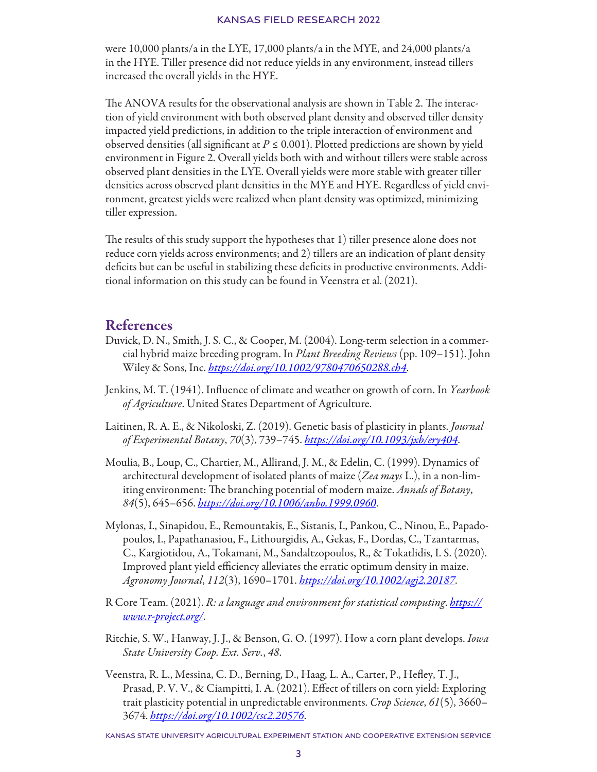were 10,000 plants/a in the LYE, 17,000 plants/a in the MYE, and 24,000 plants/a in the HYE. Tiller presence did not reduce yields in any environment, instead tillers increased the overall yields in the HYE.

The ANOVA results for the observational analysis are shown in Table 2. The interaction of yield environment with both observed plant density and observed tiller density impacted yield predictions, in addition to the triple interaction of environment and observed densities (all significant at $P \leq 0.001$). Plotted predictions are shown by yield environment in Figure 2. Overall yields both with and without tillers were stable across observed plant densities in the LYE. Overall yields were more stable with greater tiller densities across observed plant densities in the MYE and HYE. Regardless of yield environment, greatest yields were realized when plant density was optimized, minimizing tiller expression.

The results of this study support the hypotheses that 1) tiller presence alone does not reduce corn yields across environments; and 2) tillers are an indication of plant density deficits but can be useful in stabilizing these deficits in productive environments. Additional information on this study can be found in Veenstra et al. (2021).

## References

Duvick, D. N., Smith, J. S. C., & Cooper, M. (2004). Long-term selection in a commercial hybrid maize breeding program. In *Plant Breeding Reviews* (pp. 109–151). John Wiley & Sons, Inc. *https://doi.org/10.1002/9780470650288.ch4*.

Jenkins, M. T. (1941). Influence of climate and weather on growth of corn. In *Yearbook of Agriculture*. United States Department of Agriculture.

Laitinen, R. A. E., & Nikoloski, Z. (2019). Genetic basis of plasticity in plants. *Journal of Experimental Botany*, *70*(3), 739–745. *https://doi.org/10.1093/jxb/ery404*.

Moulia, B., Loup, C., Chartier, M., Allirand, J. M., & Edelin, C. (1999). Dynamics of architectural development of isolated plants of maize (*Zea mays* L.), in a non-limiting environment: The branching potential of modern maize. *Annals of Botany*, *84*(5), 645–656. *https://doi.org/10.1006/anbo.1999.0960*.

Mylonas, I., Sinapidou, E., Remountakis, E., Sistanis, I., Pankou, C., Ninou, E., Papadopoulos, I., Papathanasiou, F., Lithourgidis, A., Gekas, F., Dordas, C., Tzantarmas, C., Kargiotidou, A., Tokamani, M., Sandaltzopoulos, R., & Tokatlidis, I. S. (2020). Improved plant yield efficiency alleviates the erratic optimum density in maize. *Agronomy Journal*, *112*(3), 1690–1701. *https://doi.org/10.1002/agj2.20187*.

R Core Team. (2021). *R: a language and environment for statistical computing*. *https://www.r-project.org/*.

Ritchie, S. W., Hanway, J. J., & Benson, G. O. (1997). How a corn plant develops. *Iowa State University Coop. Ext. Serv.*, *48*.

Veenstra, R. L., Messina, C. D., Berning, D., Haag, L. A., Carter, P., Hefley, T. J., Prasad, P. V. V., & Ciampitti, I. A. (2021). Effect of tillers on corn yield: Exploring trait plasticity potential in unpredictable environments. *Crop Science*, *61*(5), 3660–3674. *https://doi.org/10.1002/csc2.20576*.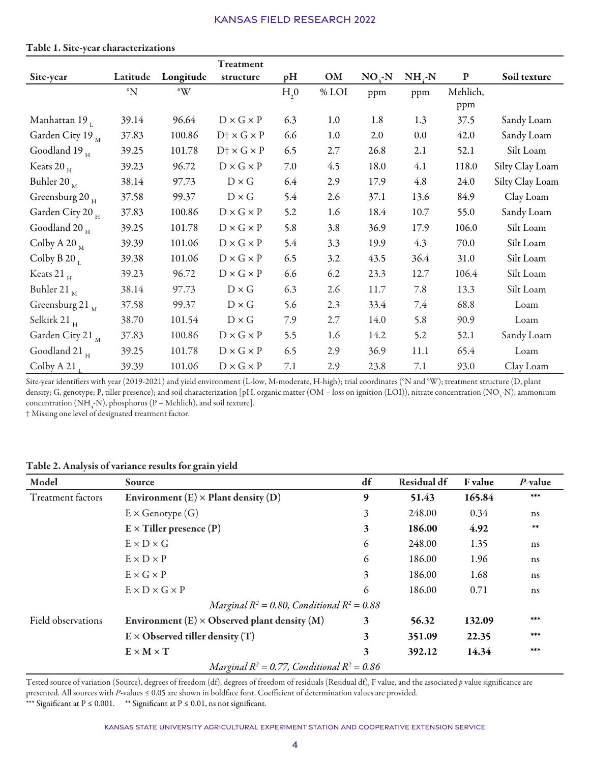**Table 1. Site-year characterizations**

| Site-year | Latitude | Longitude | Treatment structure | pH | OM | $NO_3$-N | $NH_4$-N | P | Soil texture |
|---|---|---|---|---|---|---|---|---|---|
| | °N | °W | | $H_20$ | % LOI | ppm | ppm | Mehlich, ppm | |
| Manhattan 19 $_L$ | 39.14 | 96.64 | D × G × P | 6.3 | 1.0 | 1.8 | 1.3 | 37.5 | Sandy Loam |
| Garden City 19 $_M$ | 37.83 | 100.86 | D† × G × P | 6.6 | 1.0 | 2.0 | 0.0 | 42.0 | Sandy Loam |
| Goodland 19 $_H$ | 39.25 | 101.78 | D† × G × P | 6.5 | 2.7 | 26.8 | 2.1 | 52.1 | Silt Loam |
| Keats 20 $_H$ | 39.23 | 96.72 | D × G × P | 7.0 | 4.5 | 18.0 | 4.1 | 118.0 | Silty Clay Loam |
| Buhler 20 $_M$ | 38.14 | 97.73 | D × G | 6.4 | 2.9 | 17.9 | 4.8 | 24.0 | Silty Clay Loam |
| Greensburg 20 $_H$ | 37.58 | 99.37 | D × G | 5.4 | 2.6 | 37.1 | 13.6 | 84.9 | Clay Loam |
| Garden City 20 $_H$ | 37.83 | 100.86 | D × G × P | 5.2 | 1.6 | 18.4 | 10.7 | 55.0 | Sandy Loam |
| Goodland 20 $_H$ | 39.25 | 101.78 | D × G × P | 5.8 | 3.8 | 36.9 | 17.9 | 106.0 | Silt Loam |
| Colby A 20 $_M$ | 39.39 | 101.06 | D × G × P | 5.4 | 3.3 | 19.9 | 4.3 | 70.0 | Silt Loam |
| Colby B 20 $_L$ | 39.38 | 101.06 | D × G × P | 6.5 | 3.2 | 43.5 | 36.4 | 31.0 | Silt Loam |
| Keats 21 $_H$ | 39.23 | 96.72 | D × G × P | 6.6 | 6.2 | 23.3 | 12.7 | 106.4 | Silt Loam |
| Buhler 21 $_M$ | 38.14 | 97.73 | D × G | 6.3 | 2.6 | 11.7 | 7.8 | 13.3 | Silt Loam |
| Greensburg 21 $_M$ | 37.58 | 99.37 | D × G | 5.6 | 2.3 | 33.4 | 7.4 | 68.8 | Loam |
| Selkirk 21 $_H$ | 38.70 | 101.54 | D × G | 7.9 | 2.7 | 14.0 | 5.8 | 90.9 | Loam |
| Garden City 21 $_M$ | 37.83 | 100.86 | D × G × P | 5.5 | 1.6 | 14.2 | 5.2 | 52.1 | Sandy Loam |
| Goodland 21 $_H$ | 39.25 | 101.78 | D × G × P | 6.5 | 2.9 | 36.9 | 11.1 | 65.4 | Loam |
| Colby A 21 $_L$ | 39.39 | 101.06 | D × G × P | 7.1 | 2.9 | 23.8 | 7.1 | 93.0 | Clay Loam |

Site-year identifiers with year (2019-2021) and yield environment (L-low, M-moderate, H-high); trial coordinates (°N and °W); treatment structure (D, plant density; G, genotype; P, tiller presence); and soil characterization [pH, organic matter (OM – loss on ignition (LOI)), nitrate concentration ($NO_3$-N), ammonium concentration ($NH_4$-N), phosphorus (P – Mehlich), and soil texture].
† Missing one level of designated treatment factor.

**Table 2. Analysis of variance results for grain yield**

| Model | Source | df | Residual df | F value | *P*-value |
|---|---|---|---|---|---|
| Treatment factors | **Environment (E) × Plant density (D)** | **9** | **51.43** | **165.84** | *** |
| | E × Genotype (G) | 3 | 248.00 | 0.34 | ns |
| | **E × Tiller presence (P)** | **3** | **186.00** | **4.92** | ** |
| | E × D × G | 6 | 248.00 | 1.35 | ns |
| | E × D × P | 6 | 186.00 | 1.96 | ns |
| | E × G × P | 3 | 186.00 | 1.68 | ns |
| | E × D × G × P | 6 | 186.00 | 0.71 | ns |
| | *Marginal $R^2$ = 0.80, Conditional $R^2$ = 0.88* | | | | |
| Field observations | **Environment (E) × Observed plant density (M)** | **3** | **56.32** | **132.09** | *** |
| | **E × Observed tiller density (T)** | **3** | **351.09** | **22.35** | *** |
| | **E × M × T** | **3** | **392.12** | **14.34** | *** |
| | *Marginal $R^2$ = 0.77, Conditional $R^2$ = 0.86* | | | | |

Tested source of variation (Source), degrees of freedom (df), degrees of freedom of residuals (Residual df), F value, and the associated *p* value significance are presented. All sources with *P*-values ≤ 0.05 are shown in boldface font. Coefficient of determination values are provided.
*** Significant at P ≤ 0.001. ** Significant at P ≤ 0.01, ns not significant.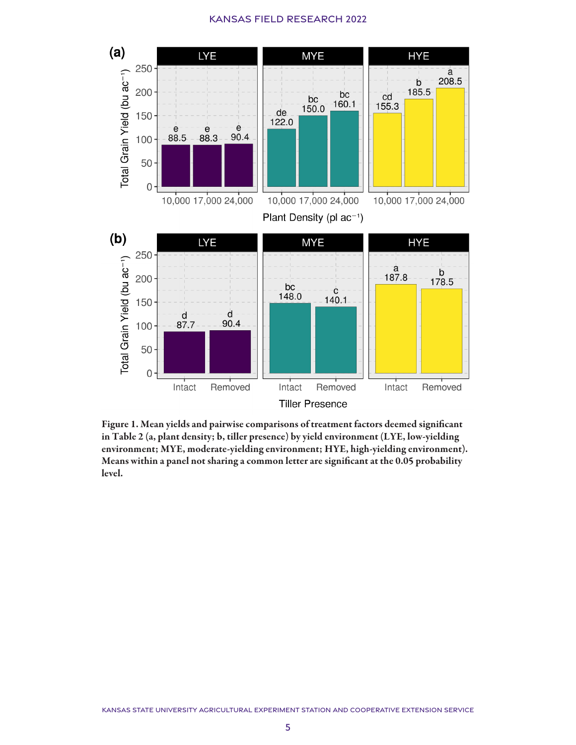**Figure 1. Mean yields and pairwise comparisons of treatment factors deemed significant in Table 2 (a, plant density; b, tiller presence) by yield environment (LYE, low-yielding environment; MYE, moderate-yielding environment; HYE, high-yielding environment). Means within a panel not sharing a common letter are significant at the 0.05 probability level.**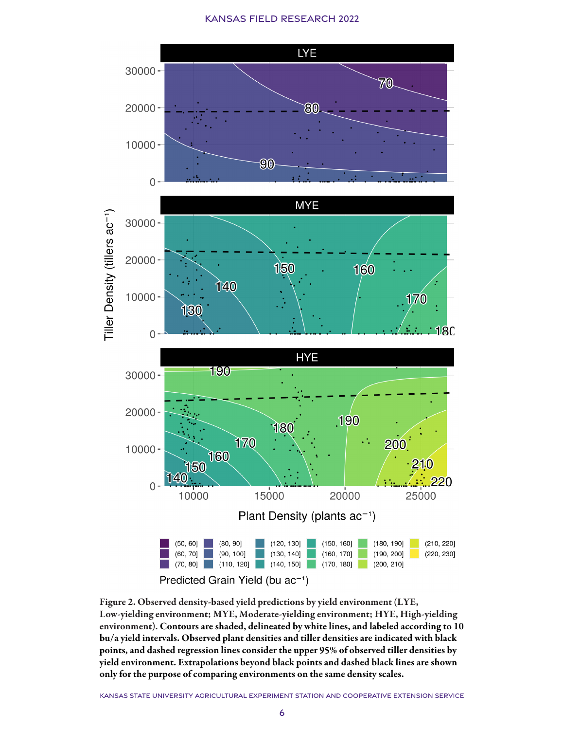LYE

30000
20000
10000
0

70
80
90

MYE

30000
20000
10000
0

130
140
150
160
170
180

HYE

30000
20000
10000
0

190
180
190
170
160
150
140
200
210
220

10000 15000 20000 25000

Tiller Density (tillers ac⁻¹)

Plant Density (plants ac⁻¹)

(50, 60] (60, 70] (70, 80] (80, 90] (90, 100] (110, 120] (120, 130] (130, 140] (140, 150] (150, 160] (160, 170] (170, 180] (180, 190] (190, 200] (200, 210] (210, 220] (220, 230]

Predicted Grain Yield (bu ac⁻¹)

**Figure 2. Observed density-based yield predictions by yield environment (LYE, Low-yielding environment; MYE, Moderate-yielding environment; HYE, High-yielding environment). Contours are shaded, delineated by white lines, and labeled according to 10 bu/a yield intervals. Observed plant densities and tiller densities are indicated with black points, and dashed regression lines consider the upper 95% of observed tiller densities by yield environment. Extrapolations beyond black points and dashed black lines are shown only for the purpose of comparing environments on the same density scales.**